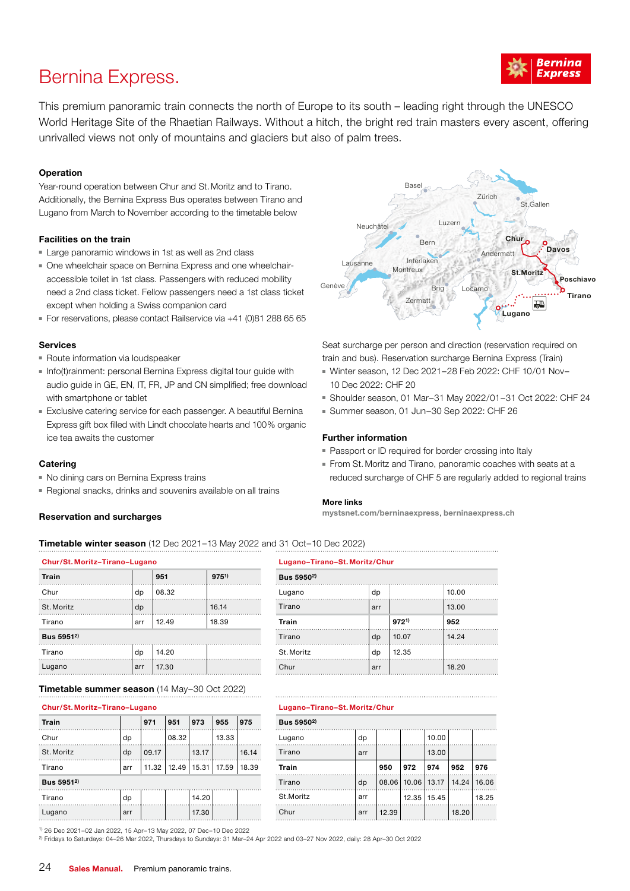# Bernina Express.

This premium panoramic train connects the north of Europe to its south – leading right through the UNESCO World Heritage Site of the Rhaetian Railways. Without a hitch, the bright red train masters every ascent, offering unrivalled views not only of mountains and glaciers but also of palm trees.

### Operation

Year-round operation between Chur and St. Moritz and to Tirano. Additionally, the Bernina Express Bus operates between Tirano and Lugano from March to November according to the timetable below

### Facilities on the train

- Large panoramic windows in 1st as well as 2nd class
- One wheelchair space on Bernina Express and one wheelchair-accessible toilet in 1st class. Passengers with reduced mobility need a 2nd class ticket. Fellow passengers need a 1st class ticket except when holding a Swiss companion card
- For reservations, please contact Railservice via +41 (0)81 288 65 65

### Services

- Route information via loudspeaker
- Info(t)rainment: personal Bernina Express digital tour guide with audio guide in GE, EN, IT, FR, JP and CN simplified; free download with smartphone or tablet
- Exclusive catering service for each passenger. A beautiful Bernina Express gift box filled with Lindt chocolate hearts and 100% organic ice tea awaits the customer

### Catering

- No dining cars on Bernina Express trains
- Regional snacks, drinks and souvenirs available on all trains

### Reservation and surcharges

Seat surcharge per person and direction (reservation required on train and bus). Reservation surcharge Bernina Express (Train)

- Winter season, 12 Dec 2021–28 Feb 2022: CHF 10/01 Nov–10 Dec 2022: CHF 20
- Shoulder season, 01 Mar–31 May 2022/01–31 Oct 2022: CHF 24
- Summer season, 01 Jun–30 Sep 2022: CHF 26

### Further information

- Passport or ID required for border crossing into Italy
- From St. Moritz and Tirano, panoramic coaches with seats at a reduced surcharge of CHF 5 are regularly added to regional trains

**More links**

mystsnet.com/berninaexpress, berninaexpress.ch

### Timetable winter season (12 Dec 2021–13 May 2022 and 31 Oct–10 Dec 2022)

**Chur/St. Moritz–Tirano–Lugano**

| Train | | 951 | 975[1] |
|---|---|---|---|
| Chur | dp | 08.32 | |
| St. Moritz | dp | | 16.14 |
| Tirano | arr | 12.49 | 18.39 |
| **Bus 5951[2]** | | | |
| Tirano | dp | 14.20 | |
| Lugano | arr | 17.30 | |

**Lugano–Tirano–St. Moritz/Chur**

| Bus 5950[2] | | | |
|---|---|---|---|
| Lugano | dp | | 10.00 |
| Tirano | arr | | 13.00 |
| **Train** | | **972[1]** | **952** |
| Tirano | dp | 10.07 | 14.24 |
| St. Moritz | dp | 12.35 | |
| Chur | arr | | 18.20 |

### Timetable summer season (14 May–30 Oct 2022)

**Chur/St. Moritz–Tirano–Lugano**

| Train | | 971 | 951 | 973 | 955 | 975 |
|---|---|---|---|---|---|---|
| Chur | dp | | 08.32 | | 13.33 | |
| St. Moritz | dp | 09.17 | | 13.17 | | 16.14 |
| Tirano | arr | 11.32 | 12.49 | 15.31 | 17.59 | 18.39 |
| **Bus 5951[2]** | | | | | | |
| Tirano | dp | | | 14.20 | | |
| Lugano | arr | | | 17.30 | | |

**Lugano–Tirano–St. Moritz/Chur**

| Bus 5950[2] | | | | | | |
|---|---|---|---|---|---|---|
| Lugano | dp | | | 10.00 | | |
| Tirano | arr | | | 13.00 | | |
| **Train** | | **950** | **972** | **974** | **952** | **976** |
| Tirano | dp | 08.06 | 10.06 | 13.17 | 14.24 | 16.06 |
| St.Moritz | arr | | 12.35 | 15.45 | | 18.25 |
| Chur | arr | 12.39 | | | 18.20 | |

[1] 26 Dec 2021–02 Jan 2022, 15 Apr–13 May 2022, 07 Dec–10 Dec 2022
[2] Fridays to Saturdays: 04–26 Mar 2022, Thursdays to Sundays: 31 Mar–24 Apr 2022 and 03–27 Nov 2022, daily: 28 Apr–30 Oct 2022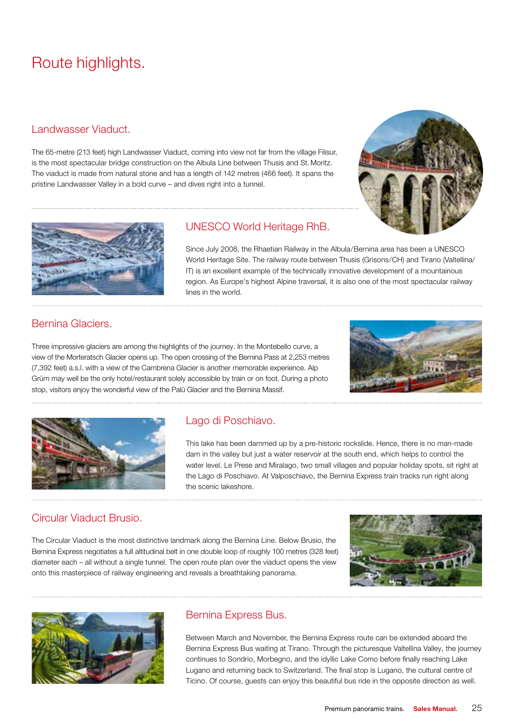# Route highlights.

## Landwasser Viaduct.

The 65-metre (213 feet) high Landwasser Viaduct, coming into view not far from the village Filisur, is the most spectacular bridge construction on the Albula Line between Thusis and St. Moritz. The viaduct is made from natural stone and has a length of 142 metres (466 feet). It spans the pristine Landwasser Valley in a bold curve – and dives right into a tunnel.

## UNESCO World Heritage RhB.

Since July 2008, the Rhaetian Railway in the Albula/Bernina area has been a UNESCO World Heritage Site. The railway route between Thusis (Grisons/CH) and Tirano (Valtellina/IT) is an excellent example of the technically innovative development of a mountainous region. As Europe's highest Alpine traversal, it is also one of the most spectacular railway lines in the world.

## Bernina Glaciers.

Three impressive glaciers are among the highlights of the journey. In the Montebello curve, a view of the Morteratsch Glacier opens up. The open crossing of the Bernina Pass at 2,253 metres (7,392 feet) a.s.l. with a view of the Cambrena Glacier is another memorable experience. Alp Grüm may well be the only hotel/restaurant solely accessible by train or on foot. During a photo stop, visitors enjoy the wonderful view of the Palü Glacier and the Bernina Massif.

## Lago di Poschiavo.

This lake has been dammed up by a pre-historic rockslide. Hence, there is no man-made dam in the valley but just a water reservoir at the south end, which helps to control the water level. Le Prese and Miralago, two small villages and popular holiday spots, sit right at the Lago di Poschiavo. At Valposchiavo, the Bernina Express train tracks run right along the scenic lakeshore.

## Circular Viaduct Brusio.

The Circular Viaduct is the most distinctive landmark along the Bernina Line. Below Brusio, the Bernina Express negotiates a full altitudinal belt in one double loop of roughly 100 metres (328 feet) diameter each – all without a single tunnel. The open route plan over the viaduct opens the view onto this masterpiece of railway engineering and reveals a breathtaking panorama.

## Bernina Express Bus.

Between March and November, the Bernina Express route can be extended aboard the Bernina Express Bus waiting at Tirano. Through the picturesque Valtellina Valley, the journey continues to Sondrio, Morbegno, and the idyllic Lake Como before finally reaching Lake Lugano and returning back to Switzerland. The final stop is Lugano, the cultural centre of Ticino. Of course, guests can enjoy this beautiful bus ride in the opposite direction as well.